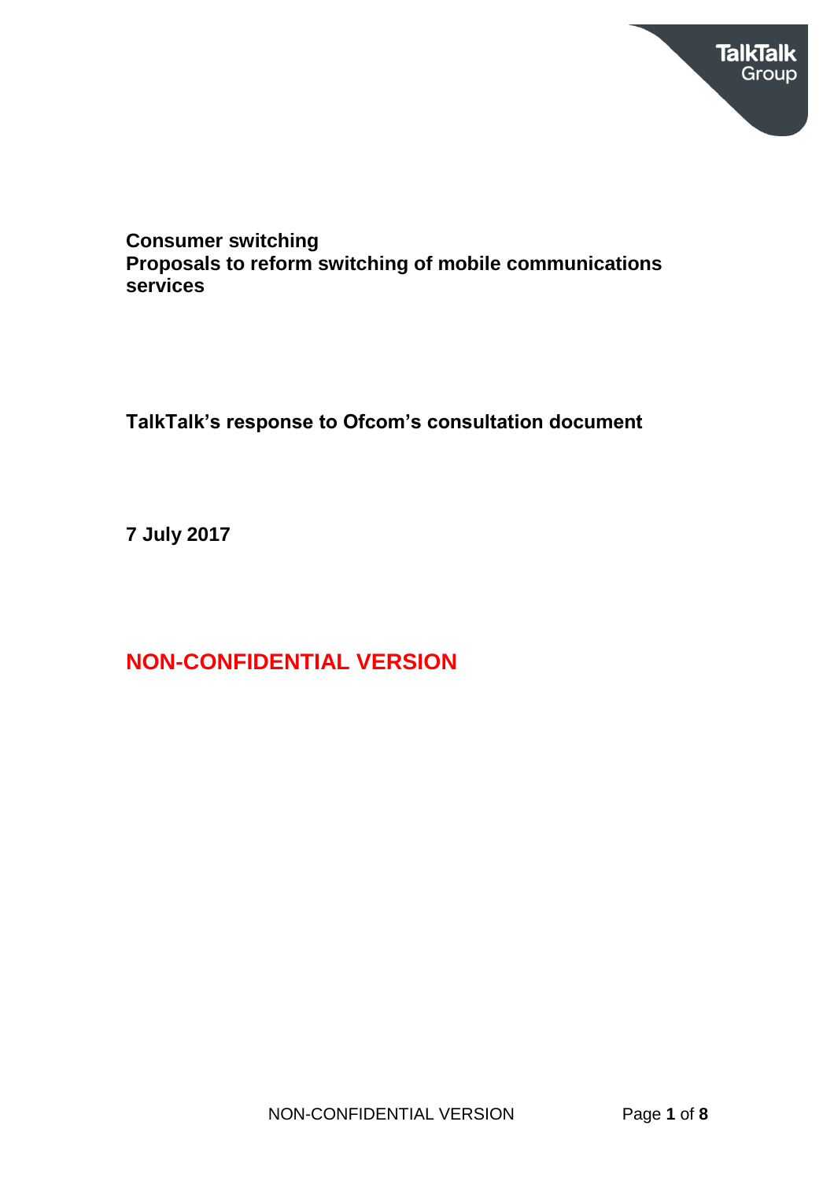**Consumer switching**
**Proposals to reform switching of mobile communications services**

**TalkTalk's response to Ofcom's consultation document**

**7 July 2017**

**NON-CONFIDENTIAL VERSION**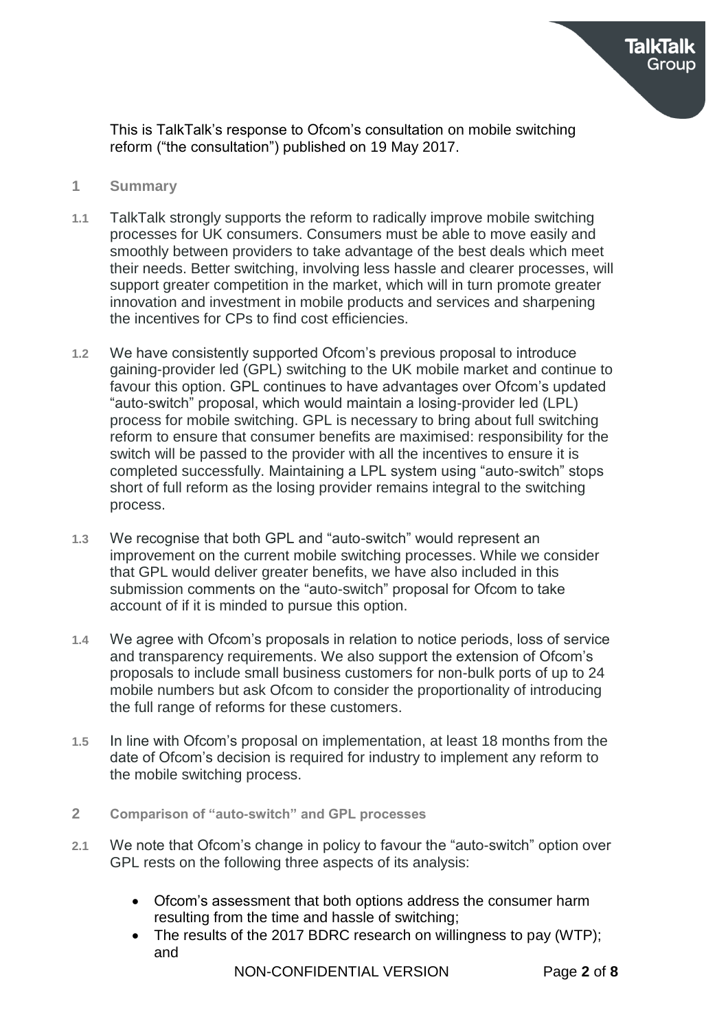This is TalkTalk's response to Ofcom's consultation on mobile switching reform ("the consultation") published on 19 May 2017.

## 1 Summary

1.1 TalkTalk strongly supports the reform to radically improve mobile switching processes for UK consumers. Consumers must be able to move easily and smoothly between providers to take advantage of the best deals which meet their needs. Better switching, involving less hassle and clearer processes, will support greater competition in the market, which will in turn promote greater innovation and investment in mobile products and services and sharpening the incentives for CPs to find cost efficiencies.

1.2 We have consistently supported Ofcom's previous proposal to introduce gaining-provider led (GPL) switching to the UK mobile market and continue to favour this option. GPL continues to have advantages over Ofcom's updated "auto-switch" proposal, which would maintain a losing-provider led (LPL) process for mobile switching. GPL is necessary to bring about full switching reform to ensure that consumer benefits are maximised: responsibility for the switch will be passed to the provider with all the incentives to ensure it is completed successfully. Maintaining a LPL system using "auto-switch" stops short of full reform as the losing provider remains integral to the switching process.

1.3 We recognise that both GPL and "auto-switch" would represent an improvement on the current mobile switching processes. While we consider that GPL would deliver greater benefits, we have also included in this submission comments on the "auto-switch" proposal for Ofcom to take account of if it is minded to pursue this option.

1.4 We agree with Ofcom's proposals in relation to notice periods, loss of service and transparency requirements. We also support the extension of Ofcom's proposals to include small business customers for non-bulk ports of up to 24 mobile numbers but ask Ofcom to consider the proportionality of introducing the full range of reforms for these customers.

1.5 In line with Ofcom's proposal on implementation, at least 18 months from the date of Ofcom's decision is required for industry to implement any reform to the mobile switching process.

## 2 Comparison of "auto-switch" and GPL processes

2.1 We note that Ofcom's change in policy to favour the "auto-switch" option over GPL rests on the following three aspects of its analysis:

- Ofcom's assessment that both options address the consumer harm resulting from the time and hassle of switching;
- The results of the 2017 BDRC research on willingness to pay (WTP); and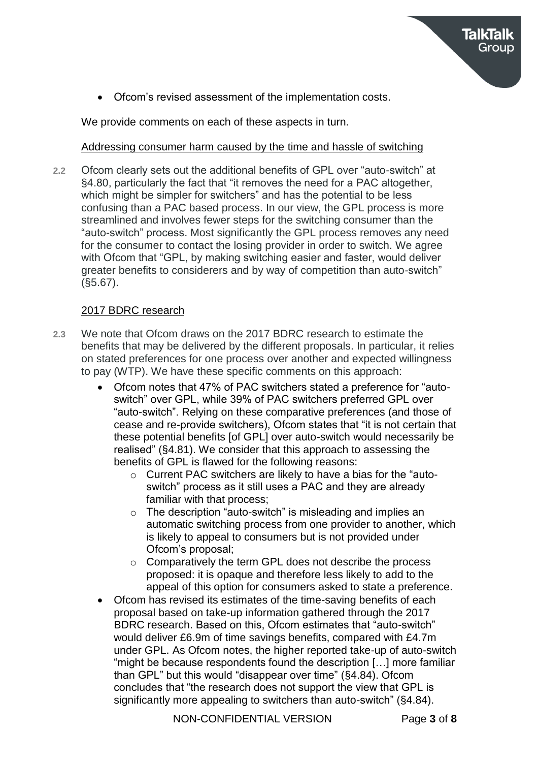- Ofcom's revised assessment of the implementation costs.

We provide comments on each of these aspects in turn.

<u>Addressing consumer harm caused by the time and hassle of switching</u>

**2.2** Ofcom clearly sets out the additional benefits of GPL over "auto-switch" at §4.80, particularly the fact that "it removes the need for a PAC altogether, which might be simpler for switchers" and has the potential to be less confusing than a PAC based process. In our view, the GPL process is more streamlined and involves fewer steps for the switching consumer than the "auto-switch" process. Most significantly the GPL process removes any need for the consumer to contact the losing provider in order to switch. We agree with Ofcom that "GPL, by making switching easier and faster, would deliver greater benefits to considerers and by way of competition than auto-switch" (§5.67).

<u>2017 BDRC research</u>

**2.3** We note that Ofcom draws on the 2017 BDRC research to estimate the benefits that may be delivered by the different proposals. In particular, it relies on stated preferences for one process over another and expected willingness to pay (WTP). We have these specific comments on this approach:

- Ofcom notes that 47% of PAC switchers stated a preference for "auto-switch" over GPL, while 39% of PAC switchers preferred GPL over "auto-switch". Relying on these comparative preferences (and those of cease and re-provide switchers), Ofcom states that "it is not certain that these potential benefits [of GPL] over auto-switch would necessarily be realised" (§4.81). We consider that this approach to assessing the benefits of GPL is flawed for the following reasons:
  - Current PAC switchers are likely to have a bias for the "auto-switch" process as it still uses a PAC and they are already familiar with that process;
  - The description "auto-switch" is misleading and implies an automatic switching process from one provider to another, which is likely to appeal to consumers but is not provided under Ofcom's proposal;
  - Comparatively the term GPL does not describe the process proposed: it is opaque and therefore less likely to add to the appeal of this option for consumers asked to state a preference.
- Ofcom has revised its estimates of the time-saving benefits of each proposal based on take-up information gathered through the 2017 BDRC research. Based on this, Ofcom estimates that "auto-switch" would deliver £6.9m of time savings benefits, compared with £4.7m under GPL. As Ofcom notes, the higher reported take-up of auto-switch "might be because respondents found the description […] more familiar than GPL" but this would "disappear over time" (§4.84). Ofcom concludes that "the research does not support the view that GPL is significantly more appealing to switchers than auto-switch" (§4.84).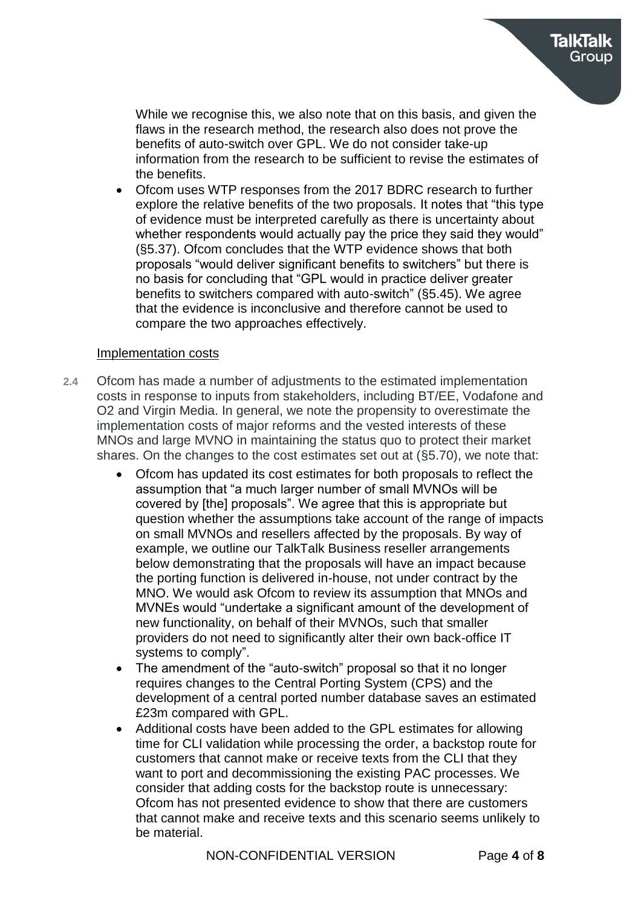While we recognise this, we also note that on this basis, and given the flaws in the research method, the research also does not prove the benefits of auto-switch over GPL. We do not consider take-up information from the research to be sufficient to revise the estimates of the benefits.

- Ofcom uses WTP responses from the 2017 BDRC research to further explore the relative benefits of the two proposals. It notes that "this type of evidence must be interpreted carefully as there is uncertainty about whether respondents would actually pay the price they said they would" (§5.37). Ofcom concludes that the WTP evidence shows that both proposals "would deliver significant benefits to switchers" but there is no basis for concluding that "GPL would in practice deliver greater benefits to switchers compared with auto-switch" (§5.45). We agree that the evidence is inconclusive and therefore cannot be used to compare the two approaches effectively.

Implementation costs

2.4 Ofcom has made a number of adjustments to the estimated implementation costs in response to inputs from stakeholders, including BT/EE, Vodafone and O2 and Virgin Media. In general, we note the propensity to overestimate the implementation costs of major reforms and the vested interests of these MNOs and large MVNO in maintaining the status quo to protect their market shares. On the changes to the cost estimates set out at (§5.70), we note that:

- Ofcom has updated its cost estimates for both proposals to reflect the assumption that "a much larger number of small MVNOs will be covered by [the] proposals". We agree that this is appropriate but question whether the assumptions take account of the range of impacts on small MVNOs and resellers affected by the proposals. By way of example, we outline our TalkTalk Business reseller arrangements below demonstrating that the proposals will have an impact because the porting function is delivered in-house, not under contract by the MNO. We would ask Ofcom to review its assumption that MNOs and MVNEs would "undertake a significant amount of the development of new functionality, on behalf of their MVNOs, such that smaller providers do not need to significantly alter their own back-office IT systems to comply".
- The amendment of the "auto-switch" proposal so that it no longer requires changes to the Central Porting System (CPS) and the development of a central ported number database saves an estimated £23m compared with GPL.
- Additional costs have been added to the GPL estimates for allowing time for CLI validation while processing the order, a backstop route for customers that cannot make or receive texts from the CLI that they want to port and decommissioning the existing PAC processes. We consider that adding costs for the backstop route is unnecessary: Ofcom has not presented evidence to show that there are customers that cannot make and receive texts and this scenario seems unlikely to be material.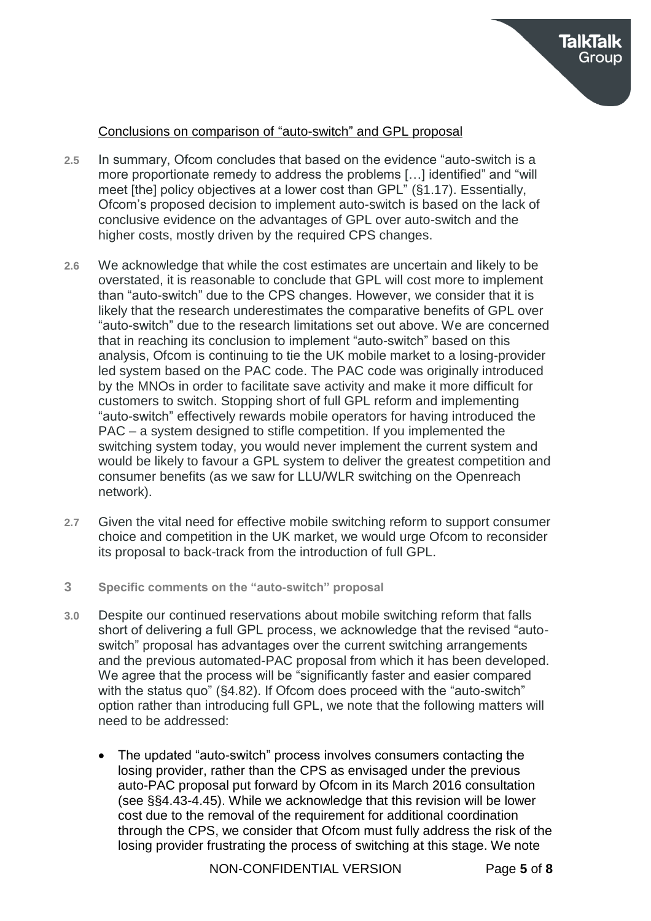<u>Conclusions on comparison of "auto-switch" and GPL proposal</u>

**2.5** In summary, Ofcom concludes that based on the evidence "auto-switch is a more proportionate remedy to address the problems […] identified" and "will meet [the] policy objectives at a lower cost than GPL" (§1.17). Essentially, Ofcom's proposed decision to implement auto-switch is based on the lack of conclusive evidence on the advantages of GPL over auto-switch and the higher costs, mostly driven by the required CPS changes.

**2.6** We acknowledge that while the cost estimates are uncertain and likely to be overstated, it is reasonable to conclude that GPL will cost more to implement than "auto-switch" due to the CPS changes. However, we consider that it is likely that the research underestimates the comparative benefits of GPL over "auto-switch" due to the research limitations set out above. We are concerned that in reaching its conclusion to implement "auto-switch" based on this analysis, Ofcom is continuing to tie the UK mobile market to a losing-provider led system based on the PAC code. The PAC code was originally introduced by the MNOs in order to facilitate save activity and make it more difficult for customers to switch. Stopping short of full GPL reform and implementing "auto-switch" effectively rewards mobile operators for having introduced the PAC – a system designed to stifle competition. If you implemented the switching system today, you would never implement the current system and would be likely to favour a GPL system to deliver the greatest competition and consumer benefits (as we saw for LLU/WLR switching on the Openreach network).

**2.7** Given the vital need for effective mobile switching reform to support consumer choice and competition in the UK market, we would urge Ofcom to reconsider its proposal to back-track from the introduction of full GPL.

## 3 Specific comments on the "auto-switch" proposal

**3.0** Despite our continued reservations about mobile switching reform that falls short of delivering a full GPL process, we acknowledge that the revised "auto-switch" proposal has advantages over the current switching arrangements and the previous automated-PAC proposal from which it has been developed. We agree that the process will be "significantly faster and easier compared with the status quo" (§4.82). If Ofcom does proceed with the "auto-switch" option rather than introducing full GPL, we note that the following matters will need to be addressed:

- The updated "auto-switch" process involves consumers contacting the losing provider, rather than the CPS as envisaged under the previous auto-PAC proposal put forward by Ofcom in its March 2016 consultation (see §§4.43-4.45). While we acknowledge that this revision will be lower cost due to the removal of the requirement for additional coordination through the CPS, we consider that Ofcom must fully address the risk of the losing provider frustrating the process of switching at this stage. We note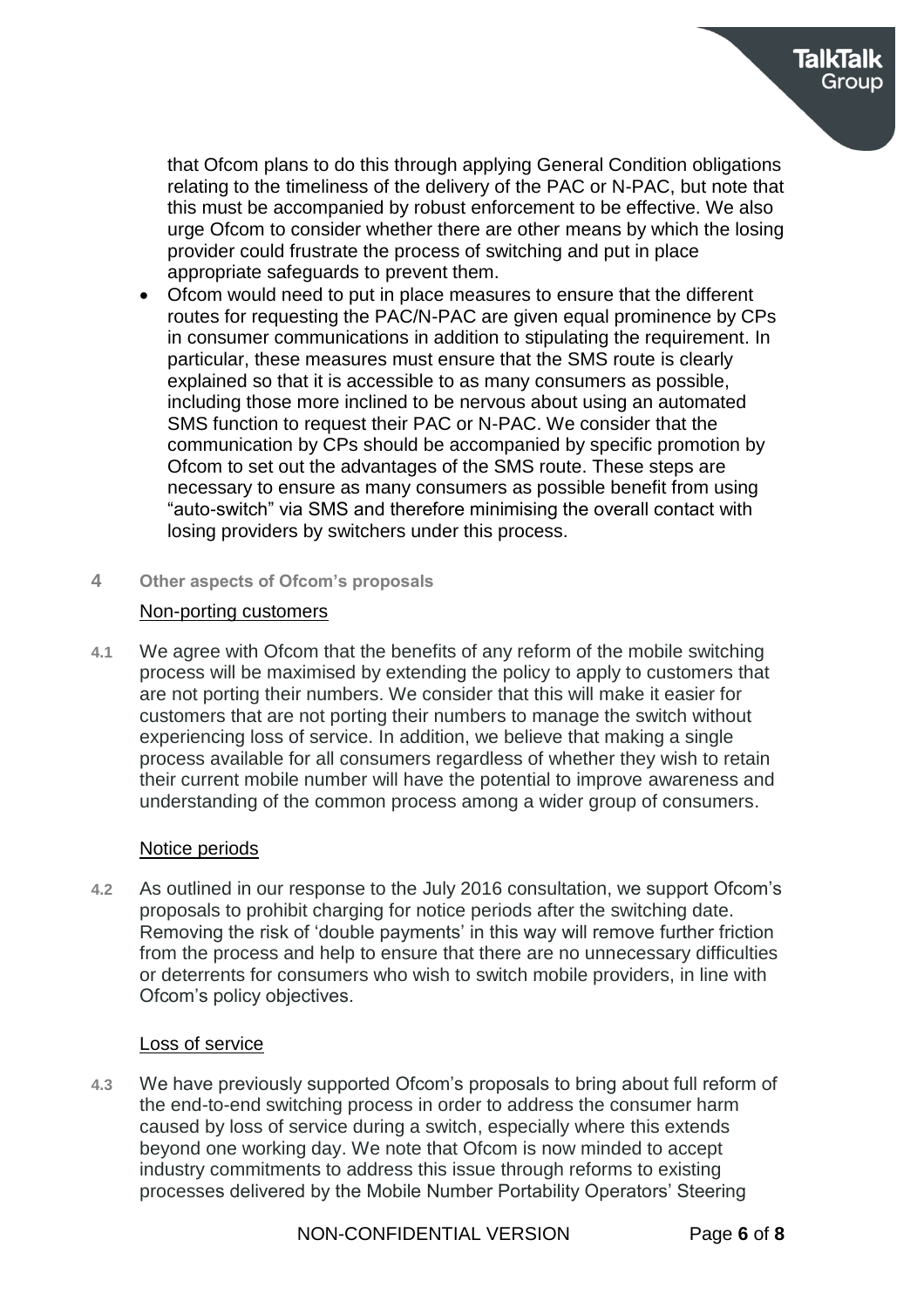that Ofcom plans to do this through applying General Condition obligations relating to the timeliness of the delivery of the PAC or N-PAC, but note that this must be accompanied by robust enforcement to be effective. We also urge Ofcom to consider whether there are other means by which the losing provider could frustrate the process of switching and put in place appropriate safeguards to prevent them.

- Ofcom would need to put in place measures to ensure that the different routes for requesting the PAC/N-PAC are given equal prominence by CPs in consumer communications in addition to stipulating the requirement. In particular, these measures must ensure that the SMS route is clearly explained so that it is accessible to as many consumers as possible, including those more inclined to be nervous about using an automated SMS function to request their PAC or N-PAC. We consider that the communication by CPs should be accompanied by specific promotion by Ofcom to set out the advantages of the SMS route. These steps are necessary to ensure as many consumers as possible benefit from using "auto-switch" via SMS and therefore minimising the overall contact with losing providers by switchers under this process.

## 4 Other aspects of Ofcom's proposals

### Non-porting customers

**4.1** We agree with Ofcom that the benefits of any reform of the mobile switching process will be maximised by extending the policy to apply to customers that are not porting their numbers. We consider that this will make it easier for customers that are not porting their numbers to manage the switch without experiencing loss of service. In addition, we believe that making a single process available for all consumers regardless of whether they wish to retain their current mobile number will have the potential to improve awareness and understanding of the common process among a wider group of consumers.

### Notice periods

**4.2** As outlined in our response to the July 2016 consultation, we support Ofcom's proposals to prohibit charging for notice periods after the switching date. Removing the risk of 'double payments' in this way will remove further friction from the process and help to ensure that there are no unnecessary difficulties or deterrents for consumers who wish to switch mobile providers, in line with Ofcom's policy objectives.

### Loss of service

**4.3** We have previously supported Ofcom's proposals to bring about full reform of the end-to-end switching process in order to address the consumer harm caused by loss of service during a switch, especially where this extends beyond one working day. We note that Ofcom is now minded to accept industry commitments to address this issue through reforms to existing processes delivered by the Mobile Number Portability Operators' Steering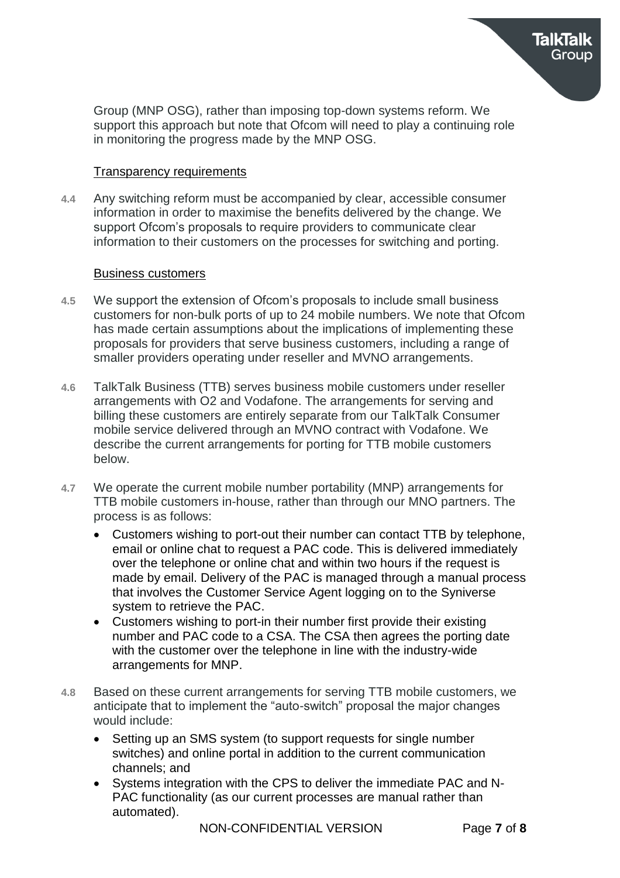Group (MNP OSG), rather than imposing top-down systems reform. We support this approach but note that Ofcom will need to play a continuing role in monitoring the progress made by the MNP OSG.

Transparency requirements

**4.4** Any switching reform must be accompanied by clear, accessible consumer information in order to maximise the benefits delivered by the change. We support Ofcom's proposals to require providers to communicate clear information to their customers on the processes for switching and porting.

Business customers

**4.5** We support the extension of Ofcom's proposals to include small business customers for non-bulk ports of up to 24 mobile numbers. We note that Ofcom has made certain assumptions about the implications of implementing these proposals for providers that serve business customers, including a range of smaller providers operating under reseller and MVNO arrangements.

**4.6** TalkTalk Business (TTB) serves business mobile customers under reseller arrangements with O2 and Vodafone. The arrangements for serving and billing these customers are entirely separate from our TalkTalk Consumer mobile service delivered through an MVNO contract with Vodafone. We describe the current arrangements for porting for TTB mobile customers below.

**4.7** We operate the current mobile number portability (MNP) arrangements for TTB mobile customers in-house, rather than through our MNO partners. The process is as follows:

- Customers wishing to port-out their number can contact TTB by telephone, email or online chat to request a PAC code. This is delivered immediately over the telephone or online chat and within two hours if the request is made by email. Delivery of the PAC is managed through a manual process that involves the Customer Service Agent logging on to the Syniverse system to retrieve the PAC.
- Customers wishing to port-in their number first provide their existing number and PAC code to a CSA. The CSA then agrees the porting date with the customer over the telephone in line with the industry-wide arrangements for MNP.

**4.8** Based on these current arrangements for serving TTB mobile customers, we anticipate that to implement the "auto-switch" proposal the major changes would include:

- Setting up an SMS system (to support requests for single number switches) and online portal in addition to the current communication channels; and
- Systems integration with the CPS to deliver the immediate PAC and N-PAC functionality (as our current processes are manual rather than automated).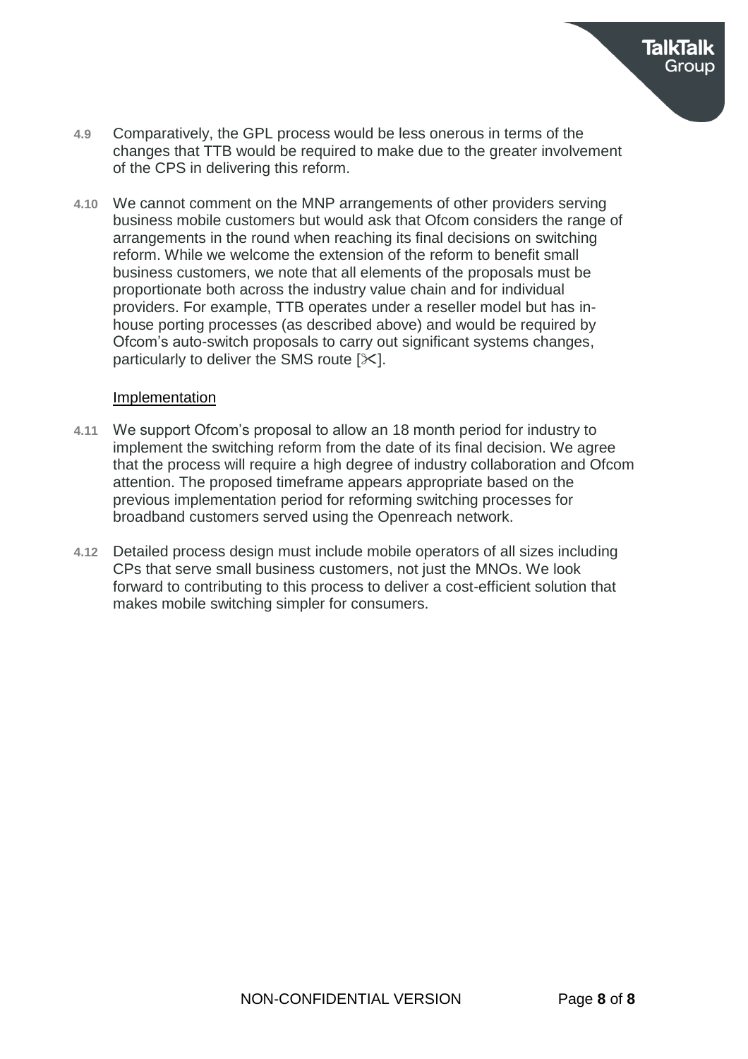**4.9** Comparatively, the GPL process would be less onerous in terms of the changes that TTB would be required to make due to the greater involvement of the CPS in delivering this reform.

**4.10** We cannot comment on the MNP arrangements of other providers serving business mobile customers but would ask that Ofcom considers the range of arrangements in the round when reaching its final decisions on switching reform. While we welcome the extension of the reform to benefit small business customers, we note that all elements of the proposals must be proportionate both across the industry value chain and for individual providers. For example, TTB operates under a reseller model but has in-house porting processes (as described above) and would be required by Ofcom's auto-switch proposals to carry out significant systems changes, particularly to deliver the SMS route [✂].

Implementation

**4.11** We support Ofcom's proposal to allow an 18 month period for industry to implement the switching reform from the date of its final decision. We agree that the process will require a high degree of industry collaboration and Ofcom attention. The proposed timeframe appears appropriate based on the previous implementation period for reforming switching processes for broadband customers served using the Openreach network.

**4.12** Detailed process design must include mobile operators of all sizes including CPs that serve small business customers, not just the MNOs. We look forward to contributing to this process to deliver a cost-efficient solution that makes mobile switching simpler for consumers.

NON-CONFIDENTIAL VERSION